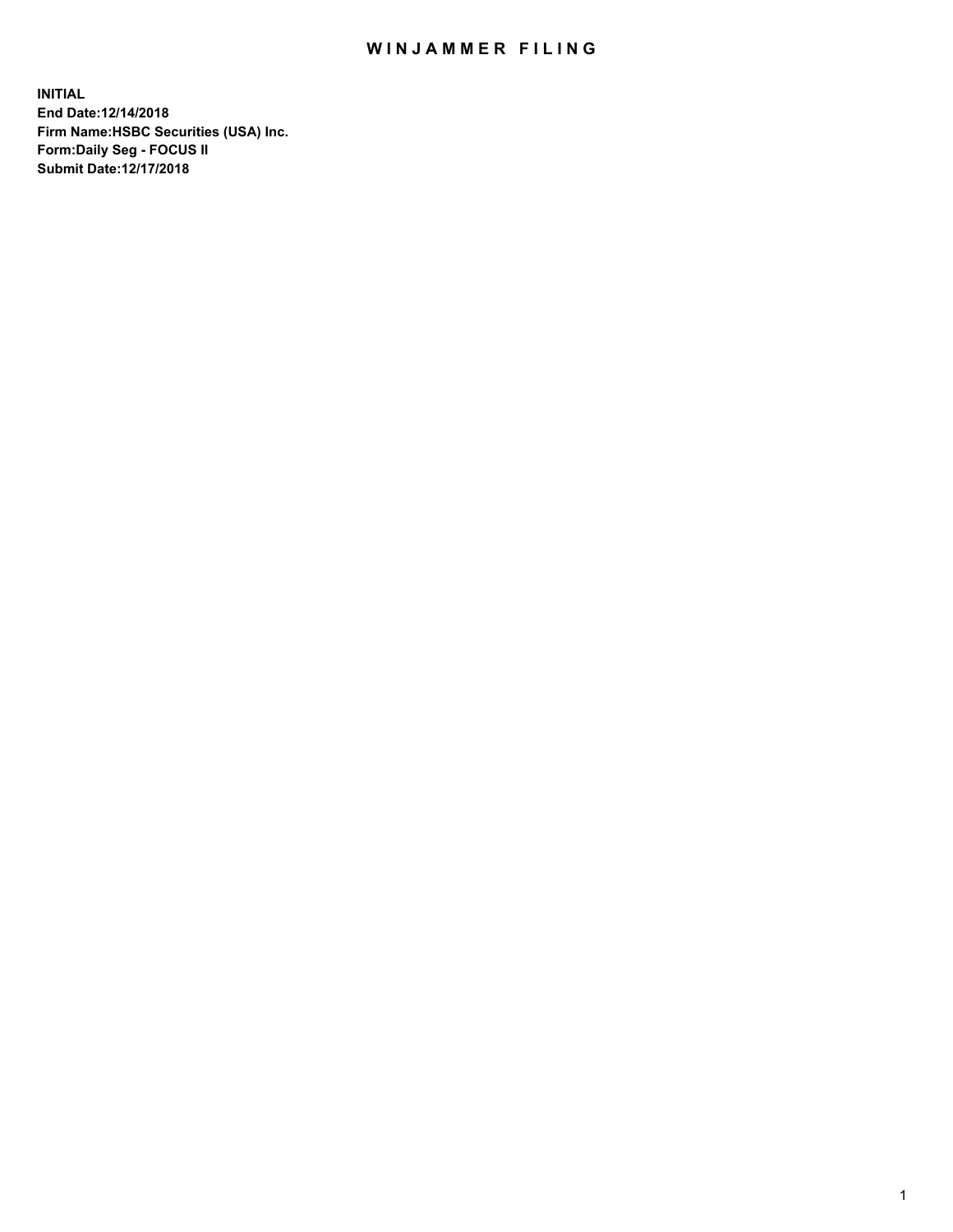# WINJAMMER FILING

**INITIAL**
**End Date:12/14/2018**
**Firm Name:HSBC Securities (USA) Inc.**
**Form:Daily Seg - FOCUS II**
**Submit Date:12/17/2018**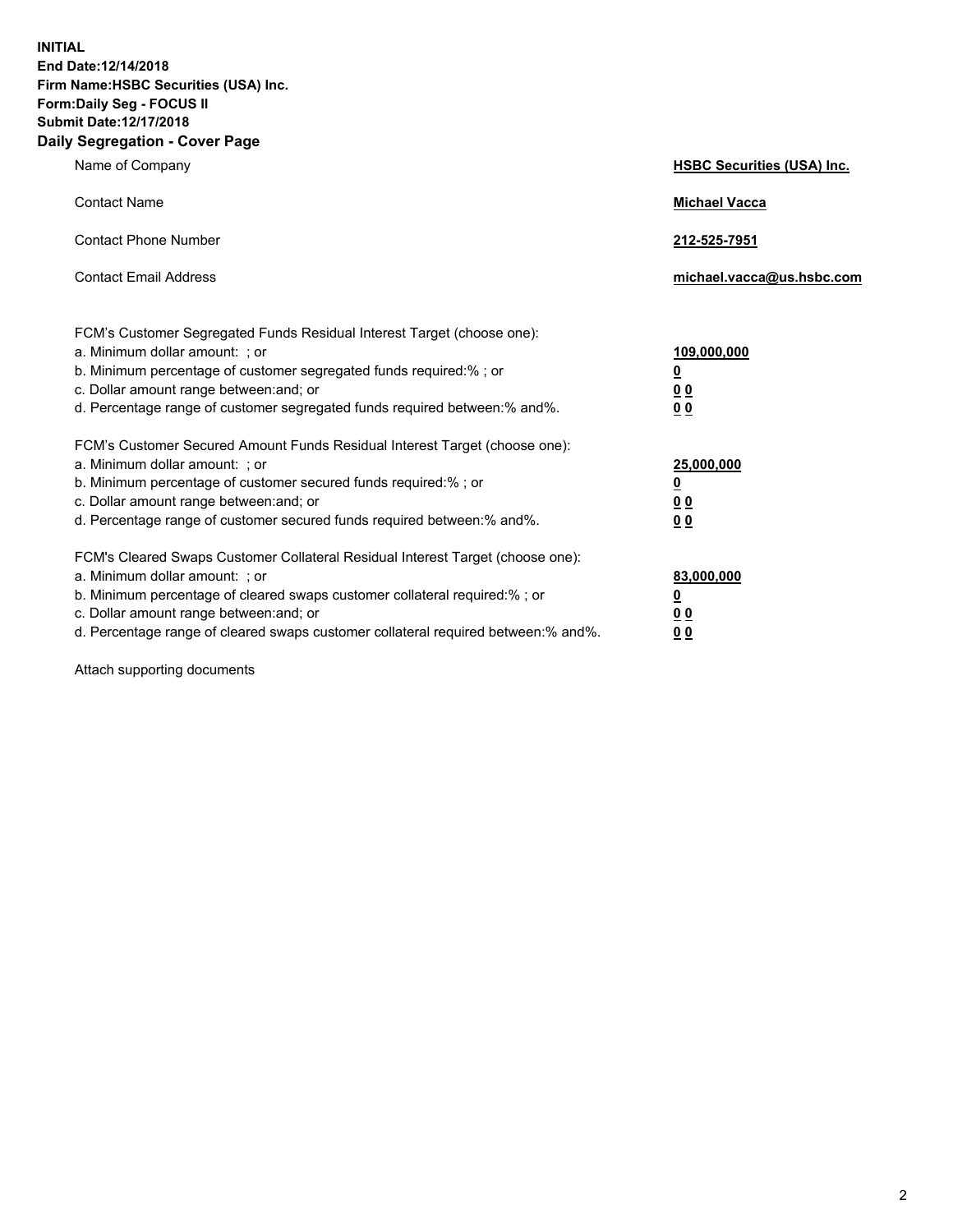**INITIAL**
**End Date:12/14/2018**
**Firm Name:HSBC Securities (USA) Inc.**
**Form:Daily Seg - FOCUS II**
**Submit Date:12/17/2018**

## Daily Segregation - Cover Page

| | |
|---|---|
| Name of Company | **HSBC Securities (USA) Inc.** |
| Contact Name | **Michael Vacca** |
| Contact Phone Number | **212-525-7951** |
| Contact Email Address | **michael.vacca@us.hsbc.com** |

FCM's Customer Segregated Funds Residual Interest Target (choose one):

| | |
|---|---|
| a. Minimum dollar amount: ; or | **109,000,000** |
| b. Minimum percentage of customer segregated funds required:% ; or | **0** |
| c. Dollar amount range between:and; or | **0 0** |
| d. Percentage range of customer segregated funds required between:% and%. | **0 0** |

FCM's Customer Secured Amount Funds Residual Interest Target (choose one):

| | |
|---|---|
| a. Minimum dollar amount: ; or | **25,000,000** |
| b. Minimum percentage of customer secured funds required:% ; or | **0** |
| c. Dollar amount range between:and; or | **0 0** |
| d. Percentage range of customer secured funds required between:% and%. | **0 0** |

FCM's Cleared Swaps Customer Collateral Residual Interest Target (choose one):

| | |
|---|---|
| a. Minimum dollar amount: ; or | **83,000,000** |
| b. Minimum percentage of cleared swaps customer collateral required:% ; or | **0** |
| c. Dollar amount range between:and; or | **0 0** |
| d. Percentage range of cleared swaps customer collateral required between:% and%. | **0 0** |

Attach supporting documents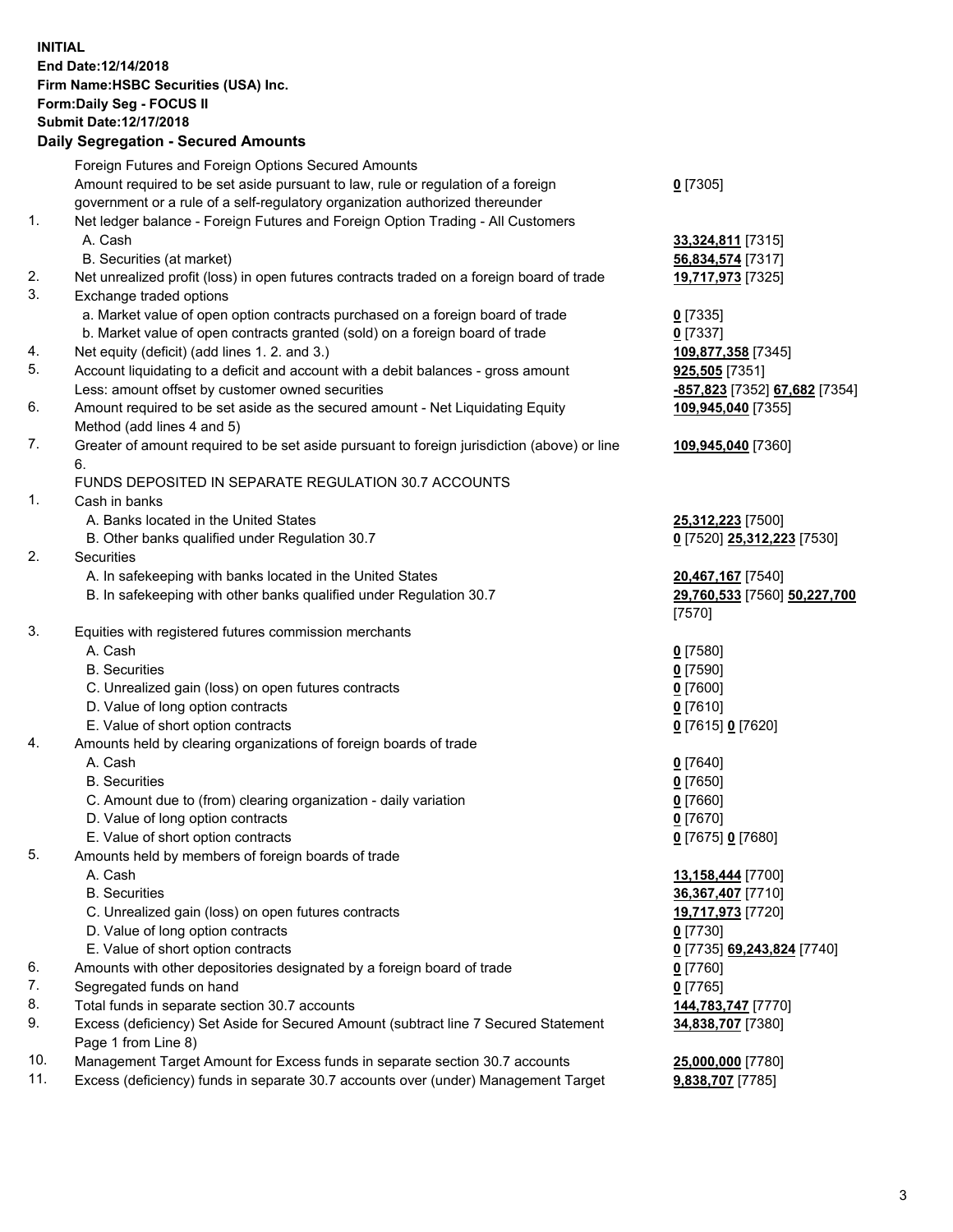**INITIAL**
**End Date:12/14/2018**
**Firm Name:HSBC Securities (USA) Inc.**
**Form:Daily Seg - FOCUS II**
**Submit Date:12/17/2018**

## Daily Segregation - Secured Amounts

| | | |
|---|---|---|
| | Foreign Futures and Foreign Options Secured Amounts | |
| | Amount required to be set aside pursuant to law, rule or regulation of a foreign government or a rule of a self-regulatory organization authorized thereunder | **0** [7305] |
| 1. | Net ledger balance - Foreign Futures and Foreign Option Trading - All Customers | |
| | A. Cash | **33,324,811** [7315] |
| | B. Securities (at market) | **56,834,574** [7317] |
| 2. | Net unrealized profit (loss) in open futures contracts traded on a foreign board of trade | **19,717,973** [7325] |
| 3. | Exchange traded options | |
| | a. Market value of open option contracts purchased on a foreign board of trade | **0** [7335] |
| | b. Market value of open contracts granted (sold) on a foreign board of trade | **0** [7337] |
| 4. | Net equity (deficit) (add lines 1. 2. and 3.) | **109,877,358** [7345] |
| 5. | Account liquidating to a deficit and account with a debit balances - gross amount | **925,505** [7351] |
| | Less: amount offset by customer owned securities | **-857,823** [7352] **67,682** [7354] |
| 6. | Amount required to be set aside as the secured amount - Net Liquidating Equity Method (add lines 4 and 5) | **109,945,040** [7355] |
| 7. | Greater of amount required to be set aside pursuant to foreign jurisdiction (above) or line 6. | **109,945,040** [7360] |
| | FUNDS DEPOSITED IN SEPARATE REGULATION 30.7 ACCOUNTS | |
| 1. | Cash in banks | |
| | A. Banks located in the United States | **25,312,223** [7500] |
| | B. Other banks qualified under Regulation 30.7 | **0** [7520] **25,312,223** [7530] |
| 2. | Securities | |
| | A. In safekeeping with banks located in the United States | **20,467,167** [7540] |
| | B. In safekeeping with other banks qualified under Regulation 30.7 | **29,760,533** [7560] **50,227,700** [7570] |
| 3. | Equities with registered futures commission merchants | |
| | A. Cash | **0** [7580] |
| | B. Securities | **0** [7590] |
| | C. Unrealized gain (loss) on open futures contracts | **0** [7600] |
| | D. Value of long option contracts | **0** [7610] |
| | E. Value of short option contracts | **0** [7615] **0** [7620] |
| 4. | Amounts held by clearing organizations of foreign boards of trade | |
| | A. Cash | **0** [7640] |
| | B. Securities | **0** [7650] |
| | C. Amount due to (from) clearing organization - daily variation | **0** [7660] |
| | D. Value of long option contracts | **0** [7670] |
| | E. Value of short option contracts | **0** [7675] **0** [7680] |
| 5. | Amounts held by members of foreign boards of trade | |
| | A. Cash | **13,158,444** [7700] |
| | B. Securities | **36,367,407** [7710] |
| | C. Unrealized gain (loss) on open futures contracts | **19,717,973** [7720] |
| | D. Value of long option contracts | **0** [7730] |
| | E. Value of short option contracts | **0** [7735] **69,243,824** [7740] |
| 6. | Amounts with other depositories designated by a foreign board of trade | **0** [7760] |
| 7. | Segregated funds on hand | **0** [7765] |
| 8. | Total funds in separate section 30.7 accounts | **144,783,747** [7770] |
| 9. | Excess (deficiency) Set Aside for Secured Amount (subtract line 7 Secured Statement Page 1 from Line 8) | **34,838,707** [7380] |
| 10. | Management Target Amount for Excess funds in separate section 30.7 accounts | **25,000,000** [7780] |
| 11. | Excess (deficiency) funds in separate 30.7 accounts over (under) Management Target | **9,838,707** [7785] |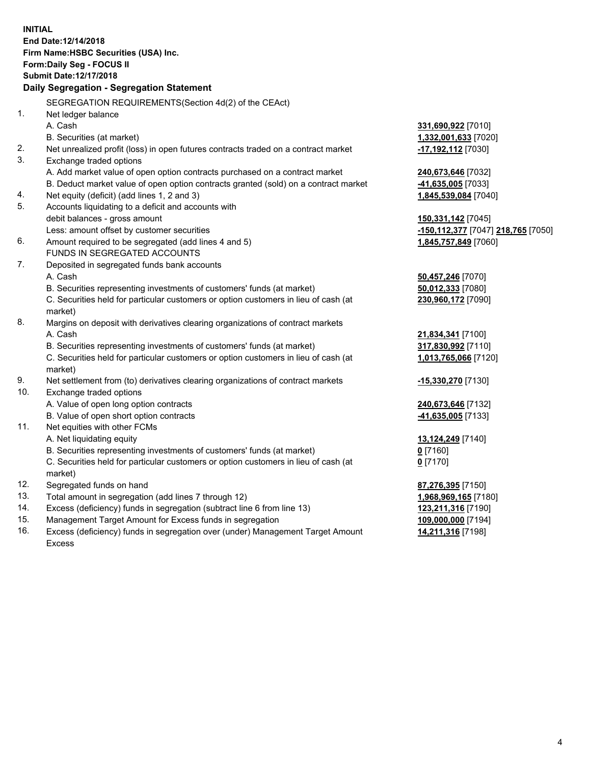**INITIAL**
**End Date:12/14/2018**
**Firm Name:HSBC Securities (USA) Inc.**
**Form:Daily Seg - FOCUS II**
**Submit Date:12/17/2018**

## Daily Segregation - Segregation Statement

SEGREGATION REQUIREMENTS(Section 4d(2) of the CEAct)

| | | |
|---|---|---|
| 1. | Net ledger balance | |
| | A. Cash | **331,690,922** [7010] |
| | B. Securities (at market) | **1,332,001,633** [7020] |
| 2. | Net unrealized profit (loss) in open futures contracts traded on a contract market | **-17,192,112** [7030] |
| 3. | Exchange traded options | |
| | A. Add market value of open option contracts purchased on a contract market | **240,673,646** [7032] |
| | B. Deduct market value of open option contracts granted (sold) on a contract market | **-41,635,005** [7033] |
| 4. | Net equity (deficit) (add lines 1, 2 and 3) | **1,845,539,084** [7040] |
| 5. | Accounts liquidating to a deficit and accounts with debit balances - gross amount | **150,331,142** [7045] |
| | Less: amount offset by customer securities | **-150,112,377** [7047] **218,765** [7050] |
| 6. | Amount required to be segregated (add lines 4 and 5) | **1,845,757,849** [7060] |
| | FUNDS IN SEGREGATED ACCOUNTS | |
| 7. | Deposited in segregated funds bank accounts | |
| | A. Cash | **50,457,246** [7070] |
| | B. Securities representing investments of customers' funds (at market) | **50,012,333** [7080] |
| | C. Securities held for particular customers or option customers in lieu of cash (at market) | **230,960,172** [7090] |
| 8. | Margins on deposit with derivatives clearing organizations of contract markets | |
| | A. Cash | **21,834,341** [7100] |
| | B. Securities representing investments of customers' funds (at market) | **317,830,992** [7110] |
| | C. Securities held for particular customers or option customers in lieu of cash (at market) | **1,013,765,066** [7120] |
| 9. | Net settlement from (to) derivatives clearing organizations of contract markets | **-15,330,270** [7130] |
| 10. | Exchange traded options | |
| | A. Value of open long option contracts | **240,673,646** [7132] |
| | B. Value of open short option contracts | **-41,635,005** [7133] |
| 11. | Net equities with other FCMs | |
| | A. Net liquidating equity | **13,124,249** [7140] |
| | B. Securities representing investments of customers' funds (at market) | **0** [7160] |
| | C. Securities held for particular customers or option customers in lieu of cash (at market) | **0** [7170] |
| 12. | Segregated funds on hand | **87,276,395** [7150] |
| 13. | Total amount in segregation (add lines 7 through 12) | **1,968,969,165** [7180] |
| 14. | Excess (deficiency) funds in segregation (subtract line 6 from line 13) | **123,211,316** [7190] |
| 15. | Management Target Amount for Excess funds in segregation | **109,000,000** [7194] |
| 16. | Excess (deficiency) funds in segregation over (under) Management Target Amount Excess | **14,211,316** [7198] |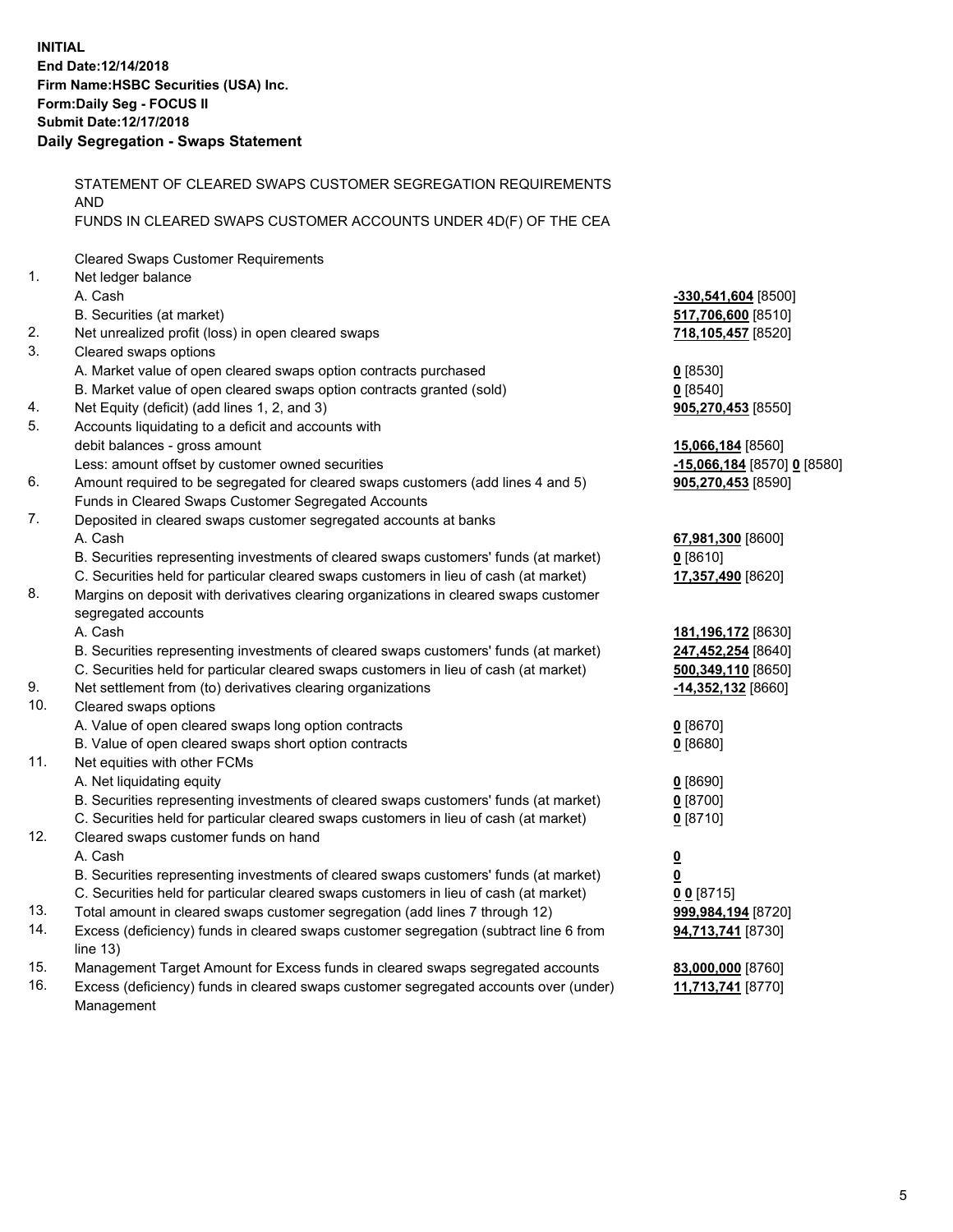**INITIAL**
**End Date:12/14/2018**
**Firm Name:HSBC Securities (USA) Inc.**
**Form:Daily Seg - FOCUS II**
**Submit Date:12/17/2018**
**Daily Segregation - Swaps Statement**

STATEMENT OF CLEARED SWAPS CUSTOMER SEGREGATION REQUIREMENTS AND FUNDS IN CLEARED SWAPS CUSTOMER ACCOUNTS UNDER 4D(F) OF THE CEA

| | | |
|---|---|---|
| | Cleared Swaps Customer Requirements | |
| 1. | Net ledger balance | |
| | A. Cash | **-330,541,604** [8500] |
| | B. Securities (at market) | **517,706,600** [8510] |
| 2. | Net unrealized profit (loss) in open cleared swaps | **718,105,457** [8520] |
| 3. | Cleared swaps options | |
| | A. Market value of open cleared swaps option contracts purchased | **0** [8530] |
| | B. Market value of open cleared swaps option contracts granted (sold) | **0** [8540] |
| 4. | Net Equity (deficit) (add lines 1, 2, and 3) | **905,270,453** [8550] |
| 5. | Accounts liquidating to a deficit and accounts with | |
| | debit balances - gross amount | **15,066,184** [8560] |
| | Less: amount offset by customer owned securities | **-15,066,184** [8570] **0** [8580] |
| 6. | Amount required to be segregated for cleared swaps customers (add lines 4 and 5) | **905,270,453** [8590] |
| | Funds in Cleared Swaps Customer Segregated Accounts | |
| 7. | Deposited in cleared swaps customer segregated accounts at banks | |
| | A. Cash | **67,981,300** [8600] |
| | B. Securities representing investments of cleared swaps customers' funds (at market) | **0** [8610] |
| | C. Securities held for particular cleared swaps customers in lieu of cash (at market) | **17,357,490** [8620] |
| 8. | Margins on deposit with derivatives clearing organizations in cleared swaps customer segregated accounts | |
| | A. Cash | **181,196,172** [8630] |
| | B. Securities representing investments of cleared swaps customers' funds (at market) | **247,452,254** [8640] |
| | C. Securities held for particular cleared swaps customers in lieu of cash (at market) | **500,349,110** [8650] |
| 9. | Net settlement from (to) derivatives clearing organizations | **-14,352,132** [8660] |
| 10. | Cleared swaps options | |
| | A. Value of open cleared swaps long option contracts | **0** [8670] |
| | B. Value of open cleared swaps short option contracts | **0** [8680] |
| 11. | Net equities with other FCMs | |
| | A. Net liquidating equity | **0** [8690] |
| | B. Securities representing investments of cleared swaps customers' funds (at market) | **0** [8700] |
| | C. Securities held for particular cleared swaps customers in lieu of cash (at market) | **0** [8710] |
| 12. | Cleared swaps customer funds on hand | |
| | A. Cash | **0** |
| | B. Securities representing investments of cleared swaps customers' funds (at market) | **0** |
| | C. Securities held for particular cleared swaps customers in lieu of cash (at market) | **0** **0** [8715] |
| 13. | Total amount in cleared swaps customer segregation (add lines 7 through 12) | **999,984,194** [8720] |
| 14. | Excess (deficiency) funds in cleared swaps customer segregation (subtract line 6 from line 13) | **94,713,741** [8730] |
| 15. | Management Target Amount for Excess funds in cleared swaps segregated accounts | **83,000,000** [8760] |
| 16. | Excess (deficiency) funds in cleared swaps customer segregated accounts over (under) Management | **11,713,741** [8770] |